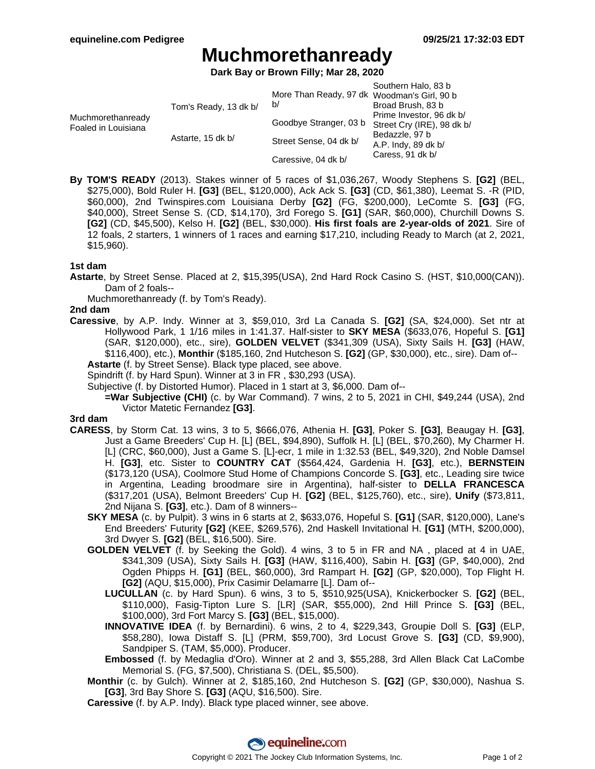# Muchmorethanready

**Dark Bay or Brown Filly; Mar 28, 2020**

| | | | |
|---|---|---|---|
| Muchmorethanready<br>Foaled in Louisiana | Tom's Ready, 13 dk b/ | More Than Ready, 97 dk b/ | Southern Halo, 83 b |
| | | | Woodman's Girl, 90 b |
| | | Goodbye Stranger, 03 b | Broad Brush, 83 b |
| | | | Prime Investor, 96 dk b/ |
| | Astarte, 15 dk b/ | Street Sense, 04 dk b/ | Street Cry (IRE), 98 dk b/ |
| | | | Bedazzle, 97 b |
| | | Caressive, 04 dk b/ | A.P. Indy, 89 dk b/ |
| | | | Caress, 91 dk b/ |

**By TOM'S READY** (2013). Stakes winner of 5 races of $1,036,267, Woody Stephens S. **[G2]** (BEL, $275,000), Bold Ruler H. **[G3]** (BEL, $120,000), Ack Ack S. **[G3]** (CD, $61,380), Leemat S. -R (PID, $60,000), 2nd Twinspires.com Louisiana Derby **[G2]** (FG, $200,000), LeComte S. **[G3]** (FG, $40,000), Street Sense S. (CD, $14,170), 3rd Forego S. **[G1]** (SAR, $60,000), Churchill Downs S. **[G2]** (CD, $45,500), Kelso H. **[G2]** (BEL, $30,000). **His first foals are 2-year-olds of 2021**. Sire of 12 foals, 2 starters, 1 winners of 1 races and earning $17,210, including Ready to March (at 2, 2021, $15,960).

### 1st dam

**Astarte**, by Street Sense. Placed at 2, $15,395(USA), 2nd Hard Rock Casino S. (HST, $10,000(CAN)). Dam of 2 foals--

Muchmorethanready (f. by Tom's Ready).

### 2nd dam

**Caressive**, by A.P. Indy. Winner at 3, $59,010, 3rd La Canada S. **[G2]** (SA, $24,000). Set ntr at Hollywood Park, 1 1/16 miles in 1:41.37. Half-sister to **SKY MESA** ($633,076, Hopeful S. **[G1]** (SAR, $120,000), etc., sire), **GOLDEN VELVET** ($341,309 (USA), Sixty Sails H. **[G3]** (HAW, $116,400), etc.), **Monthir** ($185,160, 2nd Hutcheson S. **[G2]** (GP, $30,000), etc., sire). Dam of--

**Astarte** (f. by Street Sense). Black type placed, see above.

Spindrift (f. by Hard Spun). Winner at 3 in FR , $30,293 (USA).

Subjective (f. by Distorted Humor). Placed in 1 start at 3, $6,000. Dam of--

**=War Subjective (CHI)** (c. by War Command). 7 wins, 2 to 5, 2021 in CHI, $49,244 (USA), 2nd Victor Matetic Fernandez **[G3]**.

### 3rd dam

**CARESS**, by Storm Cat. 13 wins, 3 to 5, $666,076, Athenia H. **[G3]**, Poker S. **[G3]**, Beaugay H. **[G3]**, Just a Game Breeders' Cup H. [L] (BEL, $94,890), Suffolk H. [L] (BEL, $70,260), My Charmer H. [L] (CRC, $60,000), Just a Game S. [L]-ecr, 1 mile in 1:32.53 (BEL, $49,320), 2nd Noble Damsel H. **[G3]**, etc. Sister to **COUNTRY CAT** ($564,424, Gardenia H. **[G3]**, etc.), **BERNSTEIN** ($173,120 (USA), Coolmore Stud Home of Champions Concorde S. **[G3]**, etc., Leading sire twice in Argentina, Leading broodmare sire in Argentina), half-sister to **DELLA FRANCESCA** ($317,201 (USA), Belmont Breeders' Cup H. **[G2]** (BEL, $125,760), etc., sire), **Unify** ($73,811, 2nd Nijana S. **[G3]**, etc.). Dam of 8 winners--

**SKY MESA** (c. by Pulpit). 3 wins in 6 starts at 2, $633,076, Hopeful S. **[G1]** (SAR, $120,000), Lane's End Breeders' Futurity **[G2]** (KEE, $269,576), 2nd Haskell Invitational H. **[G1]** (MTH, $200,000), 3rd Dwyer S. **[G2]** (BEL, $16,500). Sire.

**GOLDEN VELVET** (f. by Seeking the Gold). 4 wins, 3 to 5 in FR and NA , placed at 4 in UAE, $341,309 (USA), Sixty Sails H. **[G3]** (HAW, $116,400), Sabin H. **[G3]** (GP, $40,000), 2nd Ogden Phipps H. **[G1]** (BEL, $60,000), 3rd Rampart H. **[G2]** (GP, $20,000), Top Flight H. **[G2]** (AQU, $15,000), Prix Casimir Delamarre [L]. Dam of--

**LUCULLAN** (c. by Hard Spun). 6 wins, 3 to 5, $510,925(USA), Knickerbocker S. **[G2]** (BEL, $110,000), Fasig-Tipton Lure S. [LR] (SAR, $55,000), 2nd Hill Prince S. **[G3]** (BEL, $100,000), 3rd Fort Marcy S. **[G3]** (BEL, $15,000).

**INNOVATIVE IDEA** (f. by Bernardini). 6 wins, 2 to 4, $229,343, Groupie Doll S. **[G3]** (ELP, $58,280), Iowa Distaff S. [L] (PRM, $59,700), 3rd Locust Grove S. **[G3]** (CD, $9,900), Sandpiper S. (TAM, $5,000). Producer.

**Embossed** (f. by Medaglia d'Oro). Winner at 2 and 3, $55,288, 3rd Allen Black Cat LaCombe Memorial S. (FG, $7,500), Christiana S. (DEL, $5,500).

**Monthir** (c. by Gulch). Winner at 2, $185,160, 2nd Hutcheson S. **[G2]** (GP, $30,000), Nashua S. **[G3]**, 3rd Bay Shore S. **[G3]** (AQU, $16,500). Sire.

**Caressive** (f. by A.P. Indy). Black type placed winner, see above.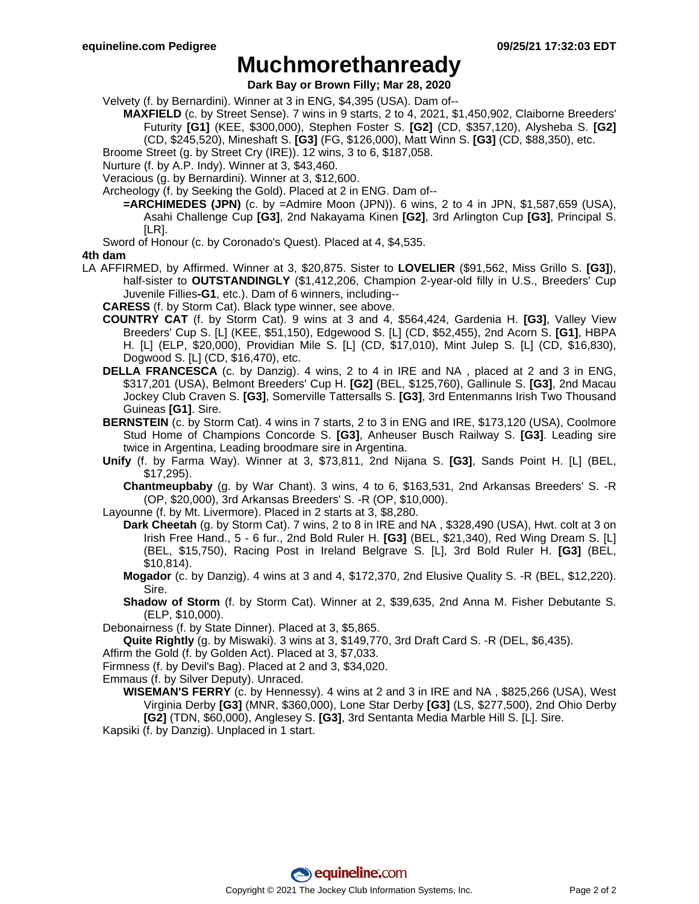# Muchmorethanready

**Dark Bay or Brown Filly; Mar 28, 2020**

Velvety (f. by Bernardini). Winner at 3 in ENG, $4,395 (USA). Dam of--

**MAXFIELD** (c. by Street Sense). 7 wins in 9 starts, 2 to 4, 2021, $1,450,902, Claiborne Breeders' Futurity **[G1]** (KEE, $300,000), Stephen Foster S. **[G2]** (CD, $357,120), Alysheba S. **[G2]** (CD, $245,520), Mineshaft S. **[G3]** (FG, $126,000), Matt Winn S. **[G3]** (CD, $88,350), etc.

Broome Street (g. by Street Cry (IRE)). 12 wins, 3 to 6, $187,058.

Nurture (f. by A.P. Indy). Winner at 3, $43,460.

Veracious (g. by Bernardini). Winner at 3, $12,600.

Archeology (f. by Seeking the Gold). Placed at 2 in ENG. Dam of--

**=ARCHIMEDES (JPN)** (c. by =Admire Moon (JPN)). 6 wins, 2 to 4 in JPN, $1,587,659 (USA), Asahi Challenge Cup **[G3]**, 2nd Nakayama Kinen **[G2]**, 3rd Arlington Cup **[G3]**, Principal S. [LR].

Sword of Honour (c. by Coronado's Quest). Placed at 4, $4,535.

**4th dam**

LA AFFIRMED, by Affirmed. Winner at 3, $20,875. Sister to **LOVELIER** ($91,562, Miss Grillo S. **[G3]**), half-sister to **OUTSTANDINGLY** ($1,412,206, Champion 2-year-old filly in U.S., Breeders' Cup Juvenile Fillies**-G1**, etc.). Dam of 6 winners, including--

**CARESS** (f. by Storm Cat). Black type winner, see above.

**COUNTRY CAT** (f. by Storm Cat). 9 wins at 3 and 4, $564,424, Gardenia H. **[G3]**, Valley View Breeders' Cup S. [L] (KEE, $51,150), Edgewood S. [L] (CD, $52,455), 2nd Acorn S. **[G1]**, HBPA H. [L] (ELP, $20,000), Providian Mile S. [L] (CD, $17,010), Mint Julep S. [L] (CD, $16,830), Dogwood S. [L] (CD, $16,470), etc.

**DELLA FRANCESCA** (c. by Danzig). 4 wins, 2 to 4 in IRE and NA , placed at 2 and 3 in ENG, $317,201 (USA), Belmont Breeders' Cup H. **[G2]** (BEL, $125,760), Gallinule S. **[G3]**, 2nd Macau Jockey Club Craven S. **[G3]**, Somerville Tattersalls S. **[G3]**, 3rd Entenmanns Irish Two Thousand Guineas **[G1]**. Sire.

**BERNSTEIN** (c. by Storm Cat). 4 wins in 7 starts, 2 to 3 in ENG and IRE, $173,120 (USA), Coolmore Stud Home of Champions Concorde S. **[G3]**, Anheuser Busch Railway S. **[G3]**. Leading sire twice in Argentina, Leading broodmare sire in Argentina.

**Unify** (f. by Farma Way). Winner at 3, $73,811, 2nd Nijana S. **[G3]**, Sands Point H. [L] (BEL, $17,295).

**Chantmeupbaby** (g. by War Chant). 3 wins, 4 to 6, $163,531, 2nd Arkansas Breeders' S. -R (OP, $20,000), 3rd Arkansas Breeders' S. -R (OP, $10,000).

Layounne (f. by Mt. Livermore). Placed in 2 starts at 3, $8,280.

**Dark Cheetah** (g. by Storm Cat). 7 wins, 2 to 8 in IRE and NA , $328,490 (USA), Hwt. colt at 3 on Irish Free Hand., 5 - 6 fur., 2nd Bold Ruler H. **[G3]** (BEL, $21,340), Red Wing Dream S. [L] (BEL, $15,750), Racing Post in Ireland Belgrave S. [L], 3rd Bold Ruler H. **[G3]** (BEL, $10,814).

**Mogador** (c. by Danzig). 4 wins at 3 and 4, $172,370, 2nd Elusive Quality S. -R (BEL, $12,220). Sire.

**Shadow of Storm** (f. by Storm Cat). Winner at 2, $39,635, 2nd Anna M. Fisher Debutante S. (ELP, $10,000).

Debonairness (f. by State Dinner). Placed at 3, $5,865.

**Quite Rightly** (g. by Miswaki). 3 wins at 3, $149,770, 3rd Draft Card S. -R (DEL, $6,435).

Affirm the Gold (f. by Golden Act). Placed at 3, $7,033.

Firmness (f. by Devil's Bag). Placed at 2 and 3, $34,020.

Emmaus (f. by Silver Deputy). Unraced.

**WISEMAN'S FERRY** (c. by Hennessy). 4 wins at 2 and 3 in IRE and NA , $825,266 (USA), West Virginia Derby **[G3]** (MNR, $360,000), Lone Star Derby **[G3]** (LS, $277,500), 2nd Ohio Derby **[G2]** (TDN, $60,000), Anglesey S. **[G3]**, 3rd Sentanta Media Marble Hill S. [L]. Sire.

Kapsiki (f. by Danzig). Unplaced in 1 start.